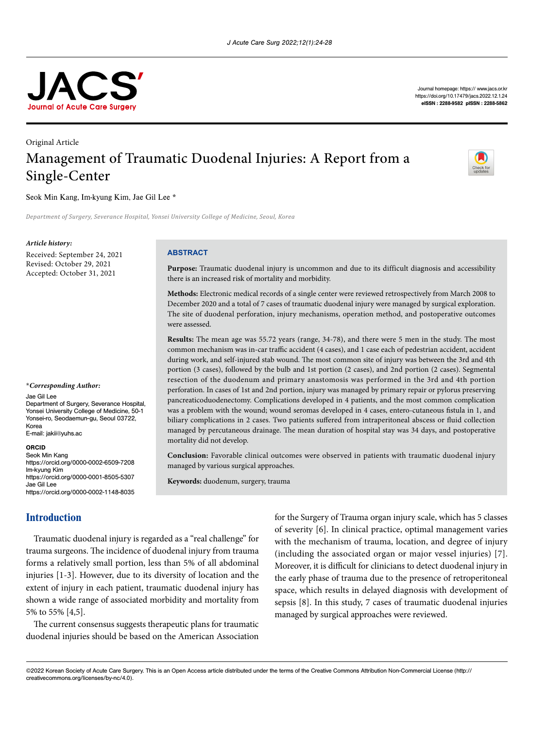Original Article

# Management of Traumatic Duodenal Injuries: A Report from a Single-Center

Seok Min Kang, Im-kyung Kim, Jae Gil Lee *

*Department of Surgery, Severance Hospital, Yonsei University College of Medicine, Seoul, Korea*

***Article history:***

Received: September 24, 2021
Revised: October 29, 2021
Accepted: October 31, 2021

\****Corresponding Author:***

Jae Gil Lee
Department of Surgery, Severance Hospital, Yonsei University College of Medicine, 50-1 Yonsei-ro, Seodaemun-gu, Seoul 03722, Korea
E-mail: jakii@yuhs.ac

**ORCID**

Seok Min Kang
https://orcid.org/0000-0002-6509-7208
Im-kyung Kim
https://orcid.org/0000-0001-8505-5307
Jae Gil Lee
https://orcid.org/0000-0002-1148-8035

## ABSTRACT

**Purpose:** Traumatic duodenal injury is uncommon and due to its difficult diagnosis and accessibility there is an increased risk of mortality and morbidity.

**Methods:** Electronic medical records of a single center were reviewed retrospectively from March 2008 to December 2020 and a total of 7 cases of traumatic duodenal injury were managed by surgical exploration. The site of duodenal perforation, injury mechanisms, operation method, and postoperative outcomes were assessed.

**Results:** The mean age was 55.72 years (range, 34-78), and there were 5 men in the study. The most common mechanism was in-car traffic accident (4 cases), and 1 case each of pedestrian accident, accident during work, and self-injured stab wound. The most common site of injury was between the 3rd and 4th portion (3 cases), followed by the bulb and 1st portion (2 cases), and 2nd portion (2 cases). Segmental resection of the duodenum and primary anastomosis was performed in the 3rd and 4th portion perforation. In cases of 1st and 2nd portion, injury was managed by primary repair or pylorus preserving pancreaticoduodenectomy. Complications developed in 4 patients, and the most common complication was a problem with the wound; wound seromas developed in 4 cases, entero-cutaneous fistula in 1, and biliary complications in 2 cases. Two patients suffered from intraperitoneal abscess or fluid collection managed by percutaneous drainage. The mean duration of hospital stay was 34 days, and postoperative mortality did not develop.

**Conclusion:** Favorable clinical outcomes were observed in patients with traumatic duodenal injury managed by various surgical approaches.

**Keywords:** duodenum, surgery, trauma

## Introduction

Traumatic duodenal injury is regarded as a "real challenge" for trauma surgeons. The incidence of duodenal injury from trauma forms a relatively small portion, less than 5% of all abdominal injuries [1-3]. However, due to its diversity of location and the extent of injury in each patient, traumatic duodenal injury has shown a wide range of associated morbidity and mortality from 5% to 55% [4,5].

The current consensus suggests therapeutic plans for traumatic duodenal injuries should be based on the American Association for the Surgery of Trauma organ injury scale, which has 5 classes of severity [6]. In clinical practice, optimal management varies with the mechanism of trauma, location, and degree of injury (including the associated organ or major vessel injuries) [7]. Moreover, it is difficult for clinicians to detect duodenal injury in the early phase of trauma due to the presence of retroperitoneal space, which results in delayed diagnosis with development of sepsis [8]. In this study, 7 cases of traumatic duodenal injuries managed by surgical approaches were reviewed.

©2022 Korean Society of Acute Care Surgery. This is an Open Access article distributed under the terms of the Creative Commons Attribution Non-Commercial License (http://creativecommons.org/licenses/by-nc/4.0).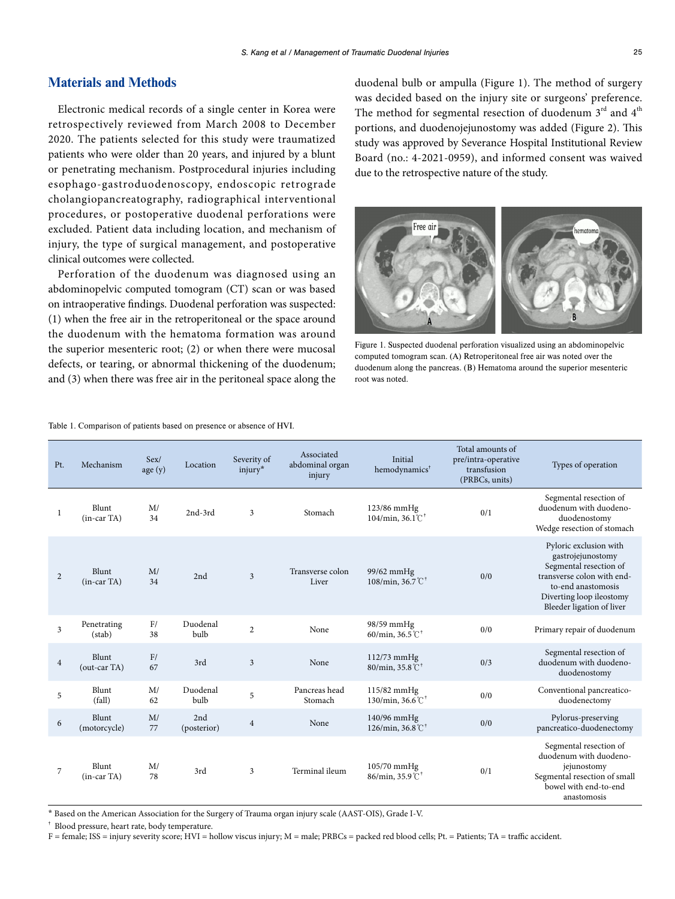## Materials and Methods

Electronic medical records of a single center in Korea were retrospectively reviewed from March 2008 to December 2020. The patients selected for this study were traumatized patients who were older than 20 years, and injured by a blunt or penetrating mechanism. Postprocedural injuries including esophago-gastroduodenoscopy, endoscopic retrograde cholangiopancreatography, radiographical interventional procedures, or postoperative duodenal perforations were excluded. Patient data including location, and mechanism of injury, the type of surgical management, and postoperative clinical outcomes were collected.

Perforation of the duodenum was diagnosed using an abdominopelvic computed tomogram (CT) scan or was based on intraoperative findings. Duodenal perforation was suspected: (1) when the free air in the retroperitoneal or the space around the duodenum with the hematoma formation was around the superior mesenteric root; (2) or when there were mucosal defects, or tearing, or abnormal thickening of the duodenum; and (3) when there was free air in the peritoneal space along the duodenal bulb or ampulla (Figure 1). The method of surgery was decided based on the injury site or surgeons' preference. The method for segmental resection of duodenum 3rd and 4th portions, and duodenojejunostomy was added (Figure 2). This study was approved by Severance Hospital Institutional Review Board (no.: 4-2021-0959), and informed consent was waived due to the retrospective nature of the study.

Figure 1. Suspected duodenal perforation visualized using an abdominopelvic computed tomogram scan. (A) Retroperitoneal free air was noted over the duodenum along the pancreas. (B) Hematoma around the superior mesenteric root was noted.

Table 1. Comparison of patients based on presence or absence of HVI.

| Pt. | Mechanism | Sex/ age (y) | Location | Severity of injury* | Associated abdominal organ injury | Initial hemodynamics† | Total amounts of pre/intra-operative transfusion (PRBCs, units) | Types of operation |
|---|---|---|---|---|---|---|---|---|
| 1 | Blunt (in-car TA) | M/ 34 | 2nd-3rd | 3 | Stomach | 123/86 mmHg 104/min, 36.1℃† | 0/1 | Segmental resection of duodenum with duodeno-duodenostomy Wedge resection of stomach |
| 2 | Blunt (in-car TA) | M/ 34 | 2nd | 3 | Transverse colon Liver | 99/62 mmHg 108/min, 36.7℃† | 0/0 | Pyloric exclusion with gastrojejunostomy Segmental resection of transverse colon with end-to-end anastomosis Diverting loop ileostomy Bleeder ligation of liver |
| 3 | Penetrating (stab) | F/ 38 | Duodenal bulb | 2 | None | 98/59 mmHg 60/min, 36.5℃† | 0/0 | Primary repair of duodenum |
| 4 | Blunt (out-car TA) | F/ 67 | 3rd | 3 | None | 112/73 mmHg 80/min, 35.8℃† | 0/3 | Segmental resection of duodenum with duodeno-duodenostomy |
| 5 | Blunt (fall) | M/ 62 | Duodenal bulb | 5 | Pancreas head Stomach | 115/82 mmHg 130/min, 36.6℃† | 0/0 | Conventional pancreatico-duodenectomy |
| 6 | Blunt (motorcycle) | M/ 77 | 2nd (posterior) | 4 | None | 140/96 mmHg 126/min, 36.8℃† | 0/0 | Pylorus-preserving pancreatico-duodenectomy |
| 7 | Blunt (in-car TA) | M/ 78 | 3rd | 3 | Terminal ileum | 105/70 mmHg 86/min, 35.9℃† | 0/1 | Segmental resection of duodenum with duodeno-jejunostomy Segmental resection of small bowel with end-to-end anastomosis |

\* Based on the American Association for the Surgery of Trauma organ injury scale (AAST-OIS), Grade I-V.

† Blood pressure, heart rate, body temperature.

F = female; ISS = injury severity score; HVI = hollow viscus injury; M = male; PRBCs = packed red blood cells; Pt. = Patients; TA = traffic accident.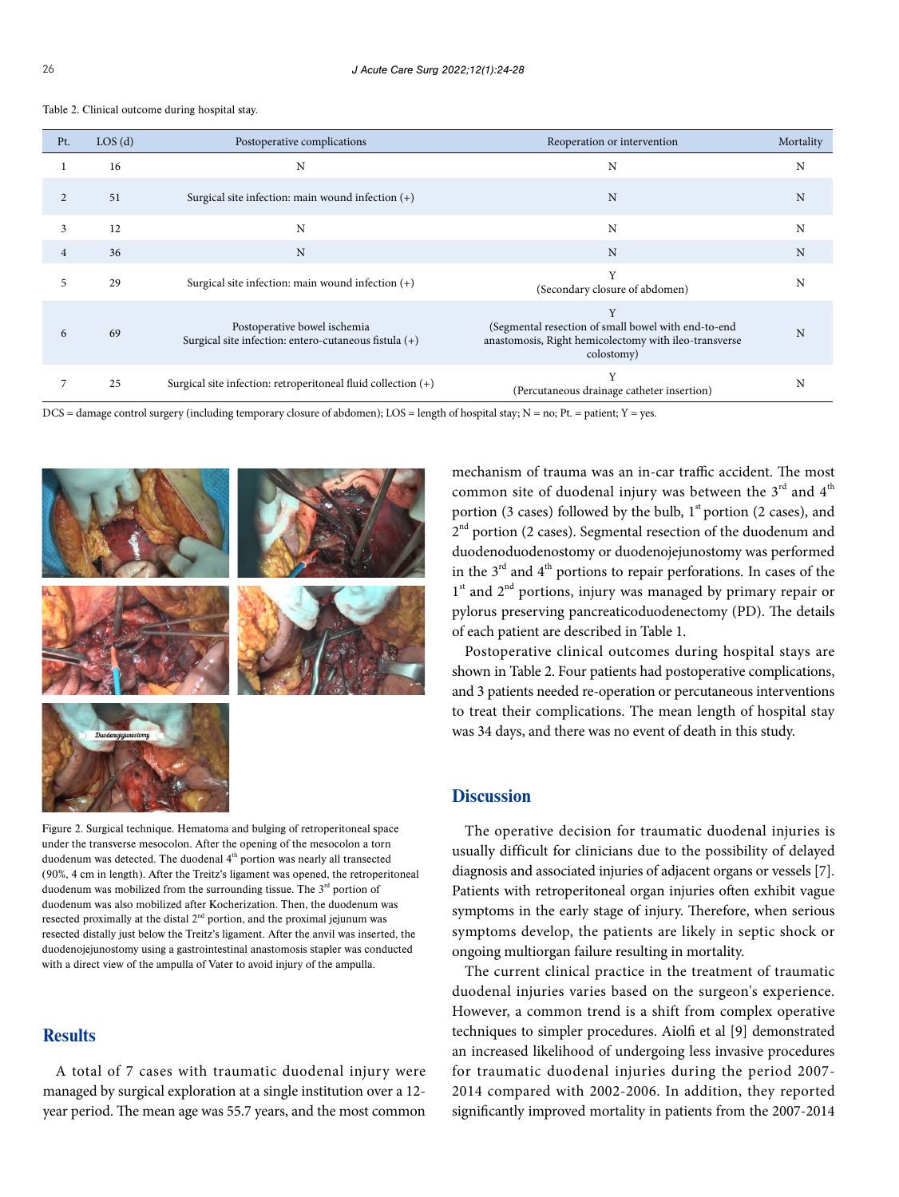Table 2. Clinical outcome during hospital stay.

| Pt. | LOS (d) | Postoperative complications | Reoperation or intervention | Mortality |
|---|---|---|---|---|
| 1 | 16 | N | N | N |
| 2 | 51 | Surgical site infection: main wound infection (+) | N | N |
| 3 | 12 | N | N | N |
| 4 | 36 | N | N | N |
| 5 | 29 | Surgical site infection: main wound infection (+) | Y (Secondary closure of abdomen) | N |
| 6 | 69 | Postoperative bowel ischemia Surgical site infection: entero-cutaneous fistula (+) | Y (Segmental resection of small bowel with end-to-end anastomosis, Right hemicolectomy with ileo-transverse colostomy) | N |
| 7 | 25 | Surgical site infection: retroperitoneal fluid collection (+) | Y (Percutaneous drainage catheter insertion) | N |

DCS = damage control surgery (including temporary closure of abdomen); LOS = length of hospital stay; N = no; Pt. = patient; Y = yes.

Figure 2. Surgical technique. Hematoma and bulging of retroperitoneal space under the transverse mesocolon. After the opening of the mesocolon a torn duodenum was detected. The duodenal 4th portion was nearly all transected (90%, 4 cm in length). After the Treitz's ligament was opened, the retroperitoneal duodenum was mobilized from the surrounding tissue. The 3rd portion of duodenum was also mobilized after Kocherization. Then, the duodenum was resected proximally at the distal 2nd portion, and the proximal jejunum was resected distally just below the Treitz's ligament. After the anvil was inserted, the duodenojejunostomy using a gastrointestinal anastomosis stapler was conducted with a direct view of the ampulla of Vater to avoid injury of the ampulla.

## Results

A total of 7 cases with traumatic duodenal injury were managed by surgical exploration at a single institution over a 12-year period. The mean age was 55.7 years, and the most common mechanism of trauma was an in-car traffic accident. The most common site of duodenal injury was between the 3rd and 4th portion (3 cases) followed by the bulb, 1st portion (2 cases), and 2nd portion (2 cases). Segmental resection of the duodenum and duodenoduodenostomy or duodenojejunostomy was performed in the 3rd and 4th portions to repair perforations. In cases of the 1st and 2nd portions, injury was managed by primary repair or pylorus preserving pancreaticoduodenectomy (PD). The details of each patient are described in Table 1.

Postoperative clinical outcomes during hospital stays are shown in Table 2. Four patients had postoperative complications, and 3 patients needed re-operation or percutaneous interventions to treat their complications. The mean length of hospital stay was 34 days, and there was no event of death in this study.

## Discussion

The operative decision for traumatic duodenal injuries is usually difficult for clinicians due to the possibility of delayed diagnosis and associated injuries of adjacent organs or vessels [7]. Patients with retroperitoneal organ injuries often exhibit vague symptoms in the early stage of injury. Therefore, when serious symptoms develop, the patients are likely in septic shock or ongoing multiorgan failure resulting in mortality.

The current clinical practice in the treatment of traumatic duodenal injuries varies based on the surgeon's experience. However, a common trend is a shift from complex operative techniques to simpler procedures. Aiolfi et al [9] demonstrated an increased likelihood of undergoing less invasive procedures for traumatic duodenal injuries during the period 2007-2014 compared with 2002-2006. In addition, they reported significantly improved mortality in patients from the 2007-2014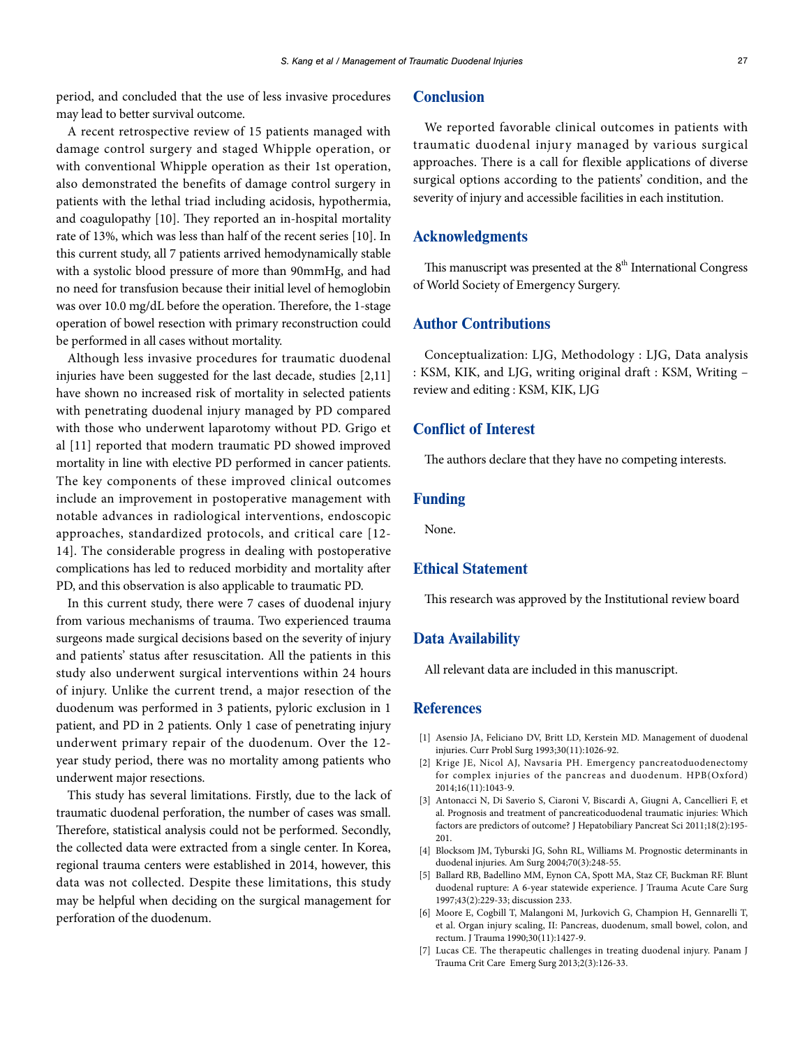period, and concluded that the use of less invasive procedures may lead to better survival outcome.

A recent retrospective review of 15 patients managed with damage control surgery and staged Whipple operation, or with conventional Whipple operation as their 1st operation, also demonstrated the benefits of damage control surgery in patients with the lethal triad including acidosis, hypothermia, and coagulopathy [10]. They reported an in-hospital mortality rate of 13%, which was less than half of the recent series [10]. In this current study, all 7 patients arrived hemodynamically stable with a systolic blood pressure of more than 90mmHg, and had no need for transfusion because their initial level of hemoglobin was over 10.0 mg/dL before the operation. Therefore, the 1-stage operation of bowel resection with primary reconstruction could be performed in all cases without mortality.

Although less invasive procedures for traumatic duodenal injuries have been suggested for the last decade, studies [2,11] have shown no increased risk of mortality in selected patients with penetrating duodenal injury managed by PD compared with those who underwent laparotomy without PD. Grigo et al [11] reported that modern traumatic PD showed improved mortality in line with elective PD performed in cancer patients. The key components of these improved clinical outcomes include an improvement in postoperative management with notable advances in radiological interventions, endoscopic approaches, standardized protocols, and critical care [12-14]. The considerable progress in dealing with postoperative complications has led to reduced morbidity and mortality after PD, and this observation is also applicable to traumatic PD.

In this current study, there were 7 cases of duodenal injury from various mechanisms of trauma. Two experienced trauma surgeons made surgical decisions based on the severity of injury and patients' status after resuscitation. All the patients in this study also underwent surgical interventions within 24 hours of injury. Unlike the current trend, a major resection of the duodenum was performed in 3 patients, pyloric exclusion in 1 patient, and PD in 2 patients. Only 1 case of penetrating injury underwent primary repair of the duodenum. Over the 12-year study period, there was no mortality among patients who underwent major resections.

This study has several limitations. Firstly, due to the lack of traumatic duodenal perforation, the number of cases was small. Therefore, statistical analysis could not be performed. Secondly, the collected data were extracted from a single center. In Korea, regional trauma centers were established in 2014, however, this data was not collected. Despite these limitations, this study may be helpful when deciding on the surgical management for perforation of the duodenum.

## Conclusion

We reported favorable clinical outcomes in patients with traumatic duodenal injury managed by various surgical approaches. There is a call for flexible applications of diverse surgical options according to the patients' condition, and the severity of injury and accessible facilities in each institution.

## Acknowledgments

This manuscript was presented at the $8^{th}$ International Congress of World Society of Emergency Surgery.

## Author Contributions

Conceptualization: LJG, Methodology : LJG, Data analysis : KSM, KIK, and LJG, writing original draft : KSM, Writing – review and editing : KSM, KIK, LJG

## Conflict of Interest

The authors declare that they have no competing interests.

## Funding

None.

## Ethical Statement

This research was approved by the Institutional review board

## Data Availability

All relevant data are included in this manuscript.

## References

[1] Asensio JA, Feliciano DV, Britt LD, Kerstein MD. Management of duodenal injuries. Curr Probl Surg 1993;30(11):1026-92.

[2] Krige JE, Nicol AJ, Navsaria PH. Emergency pancreatoduodenectomy for complex injuries of the pancreas and duodenum. HPB(Oxford) 2014;16(11):1043-9.

[3] Antonacci N, Di Saverio S, Ciaroni V, Biscardi A, Giugni A, Cancellieri F, et al. Prognosis and treatment of pancreaticoduodenal traumatic injuries: Which factors are predictors of outcome? J Hepatobiliary Pancreat Sci 2011;18(2):195-201.

[4] Blocksom JM, Tyburski JG, Sohn RL, Williams M. Prognostic determinants in duodenal injuries. Am Surg 2004;70(3):248-55.

[5] Ballard RB, Badellino MM, Eynon CA, Spott MA, Staz CF, Buckman RF. Blunt duodenal rupture: A 6-year statewide experience. J Trauma Acute Care Surg 1997;43(2):229-33; discussion 233.

[6] Moore E, Cogbill T, Malangoni M, Jurkovich G, Champion H, Gennarelli T, et al. Organ injury scaling, II: Pancreas, duodenum, small bowel, colon, and rectum. J Trauma 1990;30(11):1427-9.

[7] Lucas CE. The therapeutic challenges in treating duodenal injury. Panam J Trauma Crit Care Emerg Surg 2013;2(3):126-33.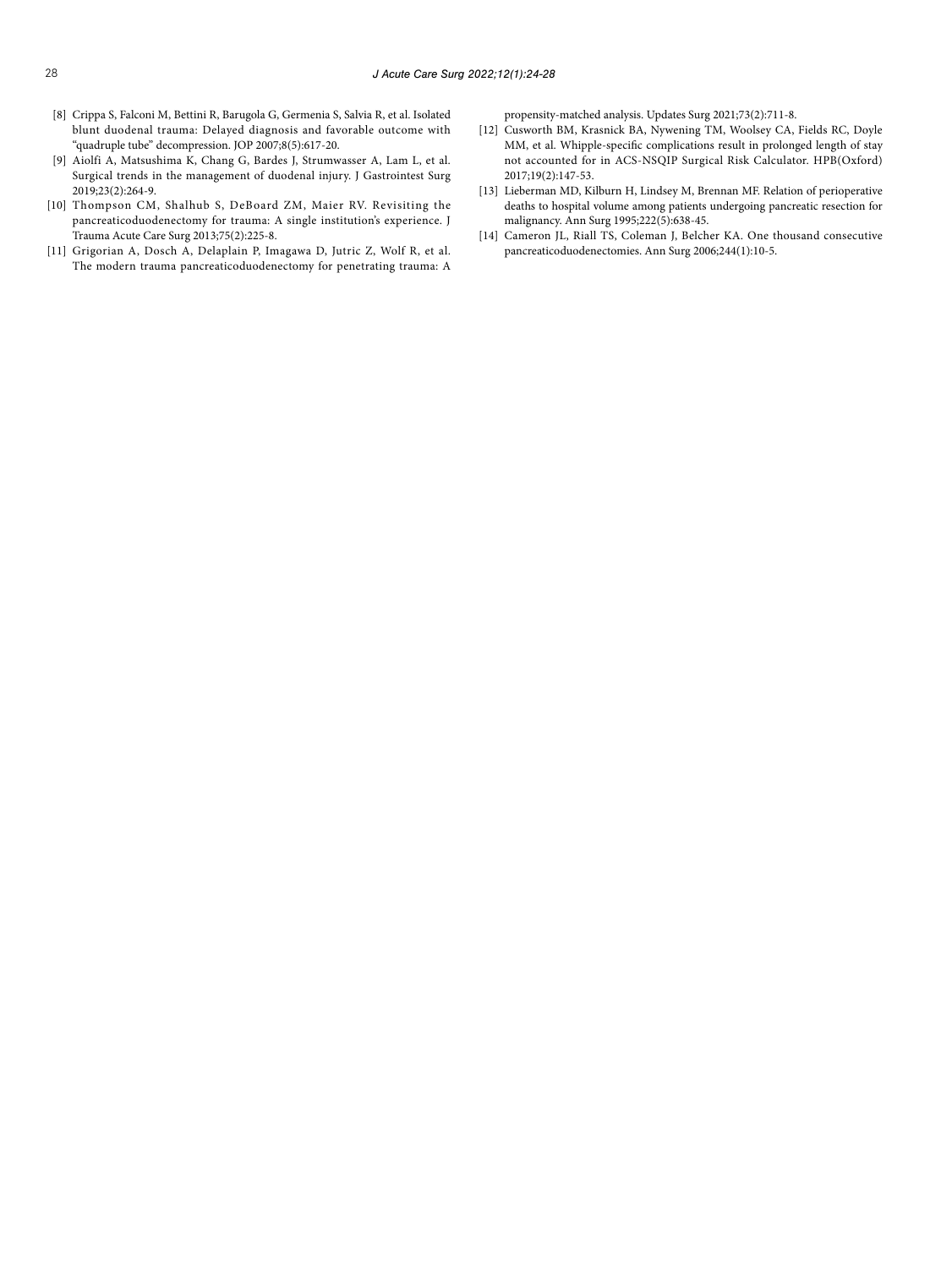[8] Crippa S, Falconi M, Bettini R, Barugola G, Germenia S, Salvia R, et al. Isolated blunt duodenal trauma: Delayed diagnosis and favorable outcome with "quadruple tube" decompression. JOP 2007;8(5):617-20.

[9] Aiolfi A, Matsushima K, Chang G, Bardes J, Strumwasser A, Lam L, et al. Surgical trends in the management of duodenal injury. J Gastrointest Surg 2019;23(2):264-9.

[10] Thompson CM, Shalhub S, DeBoard ZM, Maier RV. Revisiting the pancreaticoduodenectomy for trauma: A single institution's experience. J Trauma Acute Care Surg 2013;75(2):225-8.

[11] Grigorian A, Dosch A, Delaplain P, Imagawa D, Jutric Z, Wolf R, et al. The modern trauma pancreaticoduodenectomy for penetrating trauma: A propensity-matched analysis. Updates Surg 2021;73(2):711-8.

[12] Cusworth BM, Krasnick BA, Nywening TM, Woolsey CA, Fields RC, Doyle MM, et al. Whipple-specific complications result in prolonged length of stay not accounted for in ACS-NSQIP Surgical Risk Calculator. HPB(Oxford) 2017;19(2):147-53.

[13] Lieberman MD, Kilburn H, Lindsey M, Brennan MF. Relation of perioperative deaths to hospital volume among patients undergoing pancreatic resection for malignancy. Ann Surg 1995;222(5):638-45.

[14] Cameron JL, Riall TS, Coleman J, Belcher KA. One thousand consecutive pancreaticoduodenectomies. Ann Surg 2006;244(1):10-5.